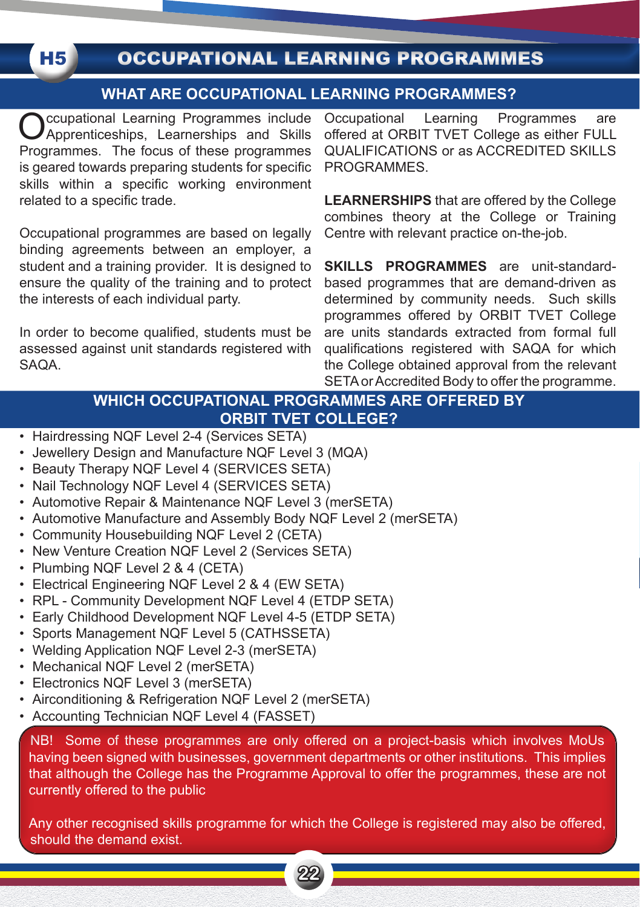# H5 OCCUPATIONAL LEARNING PROGRAMMES

## WHAT ARE OCCUPATIONAL LEARNING PROGRAMMES?

Occupational Learning Programmes include Apprenticeships, Learnerships and Skills Programmes. The focus of these programmes is geared towards preparing students for specific skills within a specific working environment related to a specific trade.

Occupational programmes are based on legally binding agreements between an employer, a student and a training provider. It is designed to ensure the quality of the training and to protect the interests of each individual party.

In order to become qualified, students must be assessed against unit standards registered with SAQA.

Occupational Learning Programmes are offered at ORBIT TVET College as either FULL QUALIFICATIONS or as ACCREDITED SKILLS PROGRAMMES.

**LEARNERSHIPS** that are offered by the College combines theory at the College or Training Centre with relevant practice on-the-job.

**SKILLS PROGRAMMES** are unit-standard-based programmes that are demand-driven as determined by community needs. Such skills programmes offered by ORBIT TVET College are units standards extracted from formal full qualifications registered with SAQA for which the College obtained approval from the relevant SETA or Accredited Body to offer the programme.

## WHICH OCCUPATIONAL PROGRAMMES ARE OFFERED BY ORBIT TVET COLLEGE?

- Hairdressing NQF Level 2-4 (Services SETA)
- Jewellery Design and Manufacture NQF Level 3 (MQA)
- Beauty Therapy NQF Level 4 (SERVICES SETA)
- Nail Technology NQF Level 4 (SERVICES SETA)
- Automotive Repair & Maintenance NQF Level 3 (merSETA)
- Automotive Manufacture and Assembly Body NQF Level 2 (merSETA)
- Community Housebuilding NQF Level 2 (CETA)
- New Venture Creation NQF Level 2 (Services SETA)
- Plumbing NQF Level 2 & 4 (CETA)
- Electrical Engineering NQF Level 2 & 4 (EW SETA)
- RPL - Community Development NQF Level 4 (ETDP SETA)
- Early Childhood Development NQF Level 4-5 (ETDP SETA)
- Sports Management NQF Level 5 (CATHSSETA)
- Welding Application NQF Level 2-3 (merSETA)
- Mechanical NQF Level 2 (merSETA)
- Electronics NQF Level 3 (merSETA)
- Airconditioning & Refrigeration NQF Level 2 (merSETA)
- Accounting Technician NQF Level 4 (FASSET)

NB! Some of these programmes are only offered on a project-basis which involves MoUs having been signed with businesses, government departments or other institutions. This implies that although the College has the Programme Approval to offer the programmes, these are not currently offered to the public

Any other recognised skills programme for which the College is registered may also be offered, should the demand exist.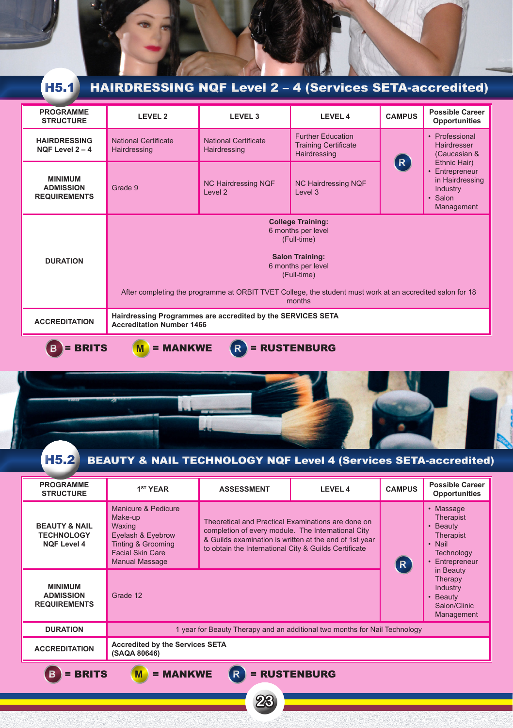## H5.1 HAIRDRESSING NQF Level 2 – 4 (Services SETA-accredited)

| PROGRAMME STRUCTURE | LEVEL 2 | LEVEL 3 | LEVEL 4 | CAMPUS | Possible Career Opportunities |
|---|---|---|---|---|---|
| HAIRDRESSING NQF Level 2 – 4 | National Certificate Hairdressing | National Certificate Hairdressing | Further Education Training Certificate Hairdressing | R | • Professional Hairdresser (Caucasian & Ethnic Hair) • Entrepreneur in Hairdressing Industry • Salon Management |
| MINIMUM ADMISSION REQUIREMENTS | Grade 9 | NC Hairdressing NQF Level 2 | NC Hairdressing NQF Level 3 | | |
| DURATION | **College Training:** 6 months per level (Full-time) **Salon Training:** 6 months per level (Full-time) After completing the programme at ORBIT TVET College, the student must work at an accredited salon for 18 months | | | | |
| ACCREDITATION | **Hairdressing Programmes are accredited by the SERVICES SETA Accreditation Number 1466** | | | | |

**B = BRITS M = MANKWE R = RUSTENBURG**

## H5.2 BEAUTY & NAIL TECHNOLOGY NQF Level 4 (Services SETA-accredited)

| PROGRAMME STRUCTURE | 1ST YEAR | ASSESSMENT | LEVEL 4 | CAMPUS | Possible Career Opportunities |
|---|---|---|---|---|---|
| BEAUTY & NAIL TECHNOLOGY NQF Level 4 | Manicure & Pedicure Make-up Waxing Eyelash & Eyebrow Tinting & Grooming Facial Skin Care Manual Massage | Theoretical and Practical Examinations are done on completion of every module. The International City & Guilds examination is written at the end of 1st year to obtain the International City & Guilds Certificate | | R | • Massage Therapist • Beauty Therapist • Nail Technology • Entrepreneur in Beauty Therapy Industry • Beauty Salon/Clinic Management |
| MINIMUM ADMISSION REQUIREMENTS | Grade 12 | | | | |
| DURATION | 1 year for Beauty Therapy and an additional two months for Nail Technology | | | | |
| ACCREDITATION | **Accredited by the Services SETA (SAQA 80646)** | | | | |

**B = BRITS M = MANKWE R = RUSTENBURG**